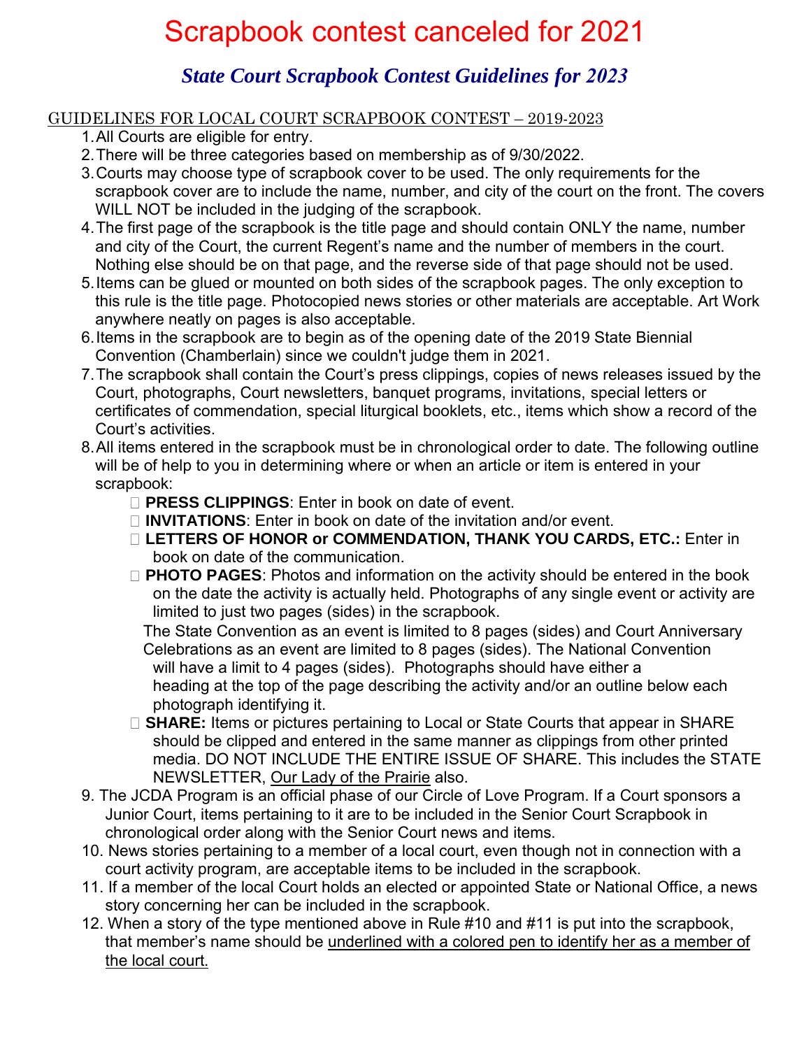# Scrapbook contest canceled for 2021

## *State Court Scrapbook Contest Guidelines for 2023*

GUIDELINES FOR LOCAL COURT SCRAPBOOK CONTEST – 2019-2023

1. All Courts are eligible for entry.
2. There will be three categories based on membership as of 9/30/2022.
3. Courts may choose type of scrapbook cover to be used. The only requirements for the scrapbook cover are to include the name, number, and city of the court on the front. The covers WILL NOT be included in the judging of the scrapbook.
4. The first page of the scrapbook is the title page and should contain ONLY the name, number and city of the Court, the current Regent's name and the number of members in the court. Nothing else should be on that page, and the reverse side of that page should not be used.
5. Items can be glued or mounted on both sides of the scrapbook pages. The only exception to this rule is the title page. Photocopied news stories or other materials are acceptable. Art Work anywhere neatly on pages is also acceptable.
6. Items in the scrapbook are to begin as of the opening date of the 2019 State Biennial Convention (Chamberlain) since we couldn't judge them in 2021.
7. The scrapbook shall contain the Court's press clippings, copies of news releases issued by the Court, photographs, Court newsletters, banquet programs, invitations, special letters or certificates of commendation, special liturgical booklets, etc., items which show a record of the Court's activities.
8. All items entered in the scrapbook must be in chronological order to date. The following outline will be of help to you in determining where or when an article or item is entered in your scrapbook:
   - **PRESS CLIPPINGS**: Enter in book on date of event.
   - **INVITATIONS**: Enter in book on date of the invitation and/or event.
   - **LETTERS OF HONOR or COMMENDATION, THANK YOU CARDS, ETC.:** Enter in book on date of the communication.
   - **PHOTO PAGES**: Photos and information on the activity should be entered in the book on the date the activity is actually held. Photographs of any single event or activity are limited to just two pages (sides) in the scrapbook.

     The State Convention as an event is limited to 8 pages (sides) and Court Anniversary Celebrations as an event are limited to 8 pages (sides). The National Convention will have a limit to 4 pages (sides). Photographs should have either a heading at the top of the page describing the activity and/or an outline below each photograph identifying it.
   - **SHARE:** Items or pictures pertaining to Local or State Courts that appear in SHARE should be clipped and entered in the same manner as clippings from other printed media. DO NOT INCLUDE THE ENTIRE ISSUE OF SHARE. This includes the STATE NEWSLETTER, <u>Our Lady of the Prairie</u> also.
9. The JCDA Program is an official phase of our Circle of Love Program. If a Court sponsors a Junior Court, items pertaining to it are to be included in the Senior Court Scrapbook in chronological order along with the Senior Court news and items.
10. News stories pertaining to a member of a local court, even though not in connection with a court activity program, are acceptable items to be included in the scrapbook.
11. If a member of the local Court holds an elected or appointed State or National Office, a news story concerning her can be included in the scrapbook.
12. When a story of the type mentioned above in Rule #10 and #11 is put into the scrapbook, that member's name should be <u>underlined with a colored pen to identify her as a member of the local court.</u>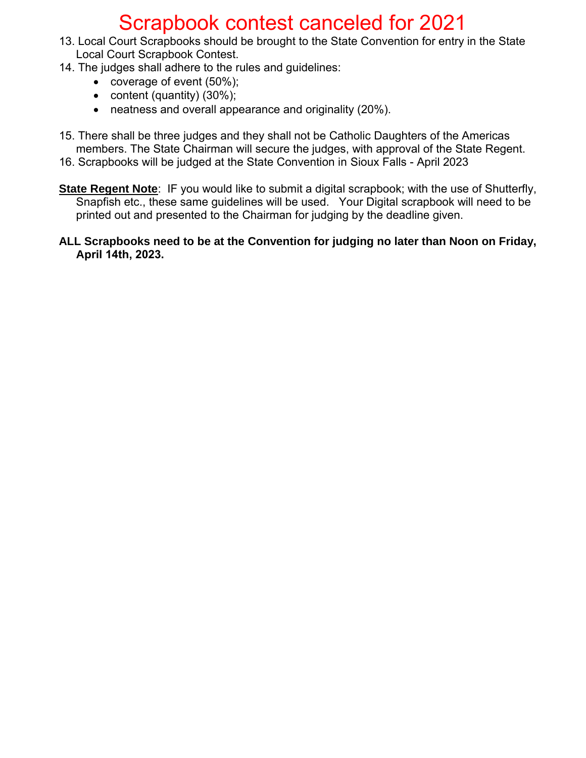# Scrapbook contest canceled for 2021

13. Local Court Scrapbooks should be brought to the State Convention for entry in the State Local Court Scrapbook Contest.
14. The judges shall adhere to the rules and guidelines:
    - coverage of event (50%);
    - content (quantity) (30%);
    - neatness and overall appearance and originality (20%).

15. There shall be three judges and they shall not be Catholic Daughters of the Americas members. The State Chairman will secure the judges, with approval of the State Regent.
16. Scrapbooks will be judged at the State Convention in Sioux Falls - April 2023

**State Regent Note**: IF you would like to submit a digital scrapbook; with the use of Shutterfly, Snapfish etc., these same guidelines will be used. Your Digital scrapbook will need to be printed out and presented to the Chairman for judging by the deadline given.

**ALL Scrapbooks need to be at the Convention for judging no later than Noon on Friday, April 14th, 2023.**